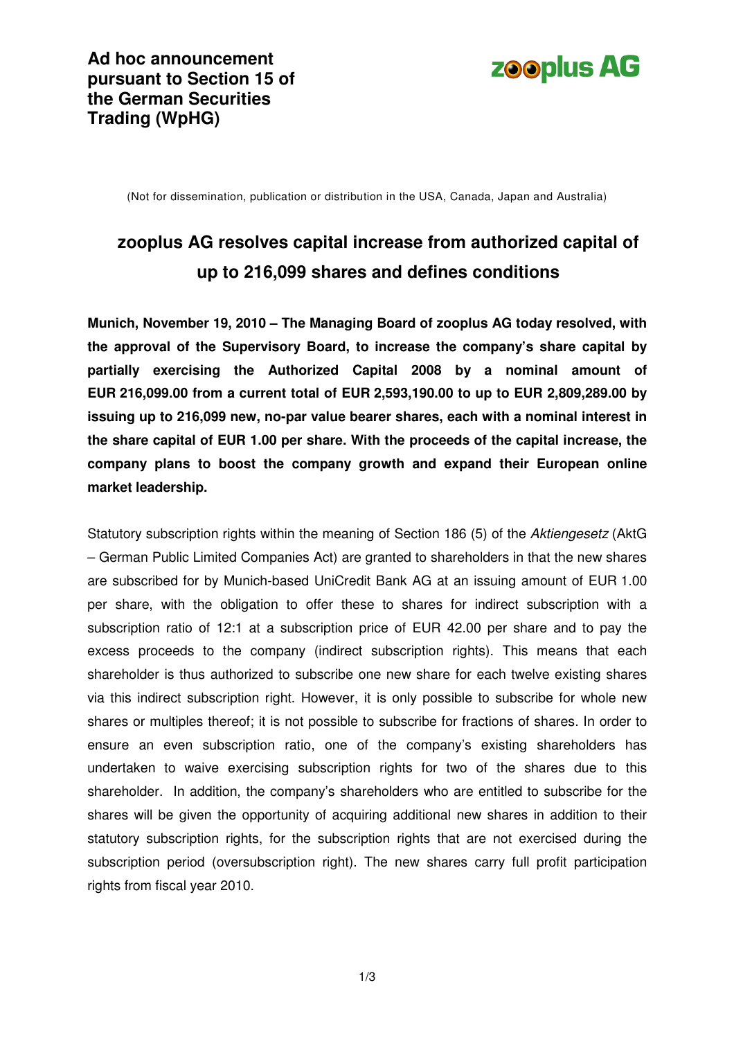**Ad hoc announcement pursuant to Section 15 of the German Securities Trading (WpHG)**

zooplus AG

(Not for dissemination, publication or distribution in the USA, Canada, Japan and Australia)

# zooplus AG resolves capital increase from authorized capital of up to 216,099 shares and defines conditions

**Munich, November 19, 2010 – The Managing Board of zooplus AG today resolved, with the approval of the Supervisory Board, to increase the company's share capital by partially exercising the Authorized Capital 2008 by a nominal amount of EUR 216,099.00 from a current total of EUR 2,593,190.00 to up to EUR 2,809,289.00 by issuing up to 216,099 new, no-par value bearer shares, each with a nominal interest in the share capital of EUR 1.00 per share. With the proceeds of the capital increase, the company plans to boost the company growth and expand their European online market leadership.**

Statutory subscription rights within the meaning of Section 186 (5) of the *Aktiengesetz* (AktG – German Public Limited Companies Act) are granted to shareholders in that the new shares are subscribed for by Munich-based UniCredit Bank AG at an issuing amount of EUR 1.00 per share, with the obligation to offer these to shares for indirect subscription with a subscription ratio of 12:1 at a subscription price of EUR 42.00 per share and to pay the excess proceeds to the company (indirect subscription rights). This means that each shareholder is thus authorized to subscribe one new share for each twelve existing shares via this indirect subscription right. However, it is only possible to subscribe for whole new shares or multiples thereof; it is not possible to subscribe for fractions of shares. In order to ensure an even subscription ratio, one of the company's existing shareholders has undertaken to waive exercising subscription rights for two of the shares due to this shareholder. In addition, the company's shareholders who are entitled to subscribe for the shares will be given the opportunity of acquiring additional new shares in addition to their statutory subscription rights, for the subscription rights that are not exercised during the subscription period (oversubscription right). The new shares carry full profit participation rights from fiscal year 2010.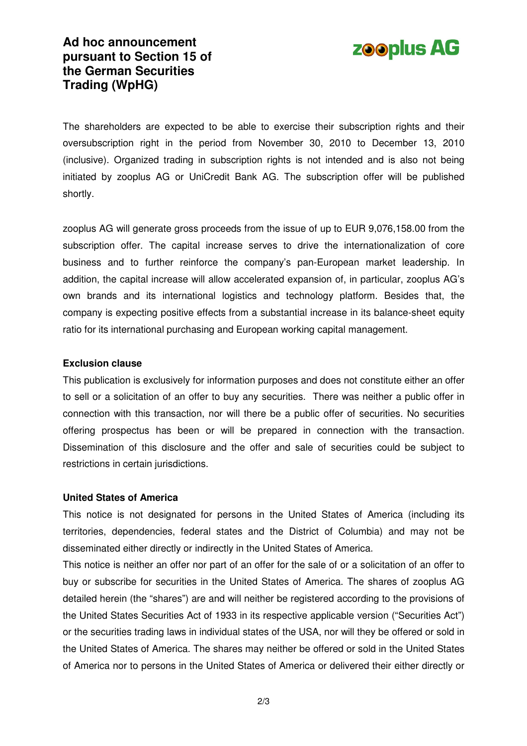# Ad hoc announcement pursuant to Section 15 of the German Securities Trading (WpHG)

The shareholders are expected to be able to exercise their subscription rights and their oversubscription right in the period from November 30, 2010 to December 13, 2010 (inclusive). Organized trading in subscription rights is not intended and is also not being initiated by zooplus AG or UniCredit Bank AG. The subscription offer will be published shortly.

zooplus AG will generate gross proceeds from the issue of up to EUR 9,076,158.00 from the subscription offer. The capital increase serves to drive the internationalization of core business and to further reinforce the company's pan-European market leadership. In addition, the capital increase will allow accelerated expansion of, in particular, zooplus AG's own brands and its international logistics and technology platform. Besides that, the company is expecting positive effects from a substantial increase in its balance-sheet equity ratio for its international purchasing and European working capital management.

**Exclusion clause**

This publication is exclusively for information purposes and does not constitute either an offer to sell or a solicitation of an offer to buy any securities. There was neither a public offer in connection with this transaction, nor will there be a public offer of securities. No securities offering prospectus has been or will be prepared in connection with the transaction. Dissemination of this disclosure and the offer and sale of securities could be subject to restrictions in certain jurisdictions.

**United States of America**

This notice is not designated for persons in the United States of America (including its territories, dependencies, federal states and the District of Columbia) and may not be disseminated either directly or indirectly in the United States of America.

This notice is neither an offer nor part of an offer for the sale of or a solicitation of an offer to buy or subscribe for securities in the United States of America. The shares of zooplus AG detailed herein (the "shares") are and will neither be registered according to the provisions of the United States Securities Act of 1933 in its respective applicable version ("Securities Act") or the securities trading laws in individual states of the USA, nor will they be offered or sold in the United States of America. The shares may neither be offered or sold in the United States of America nor to persons in the United States of America or delivered their either directly or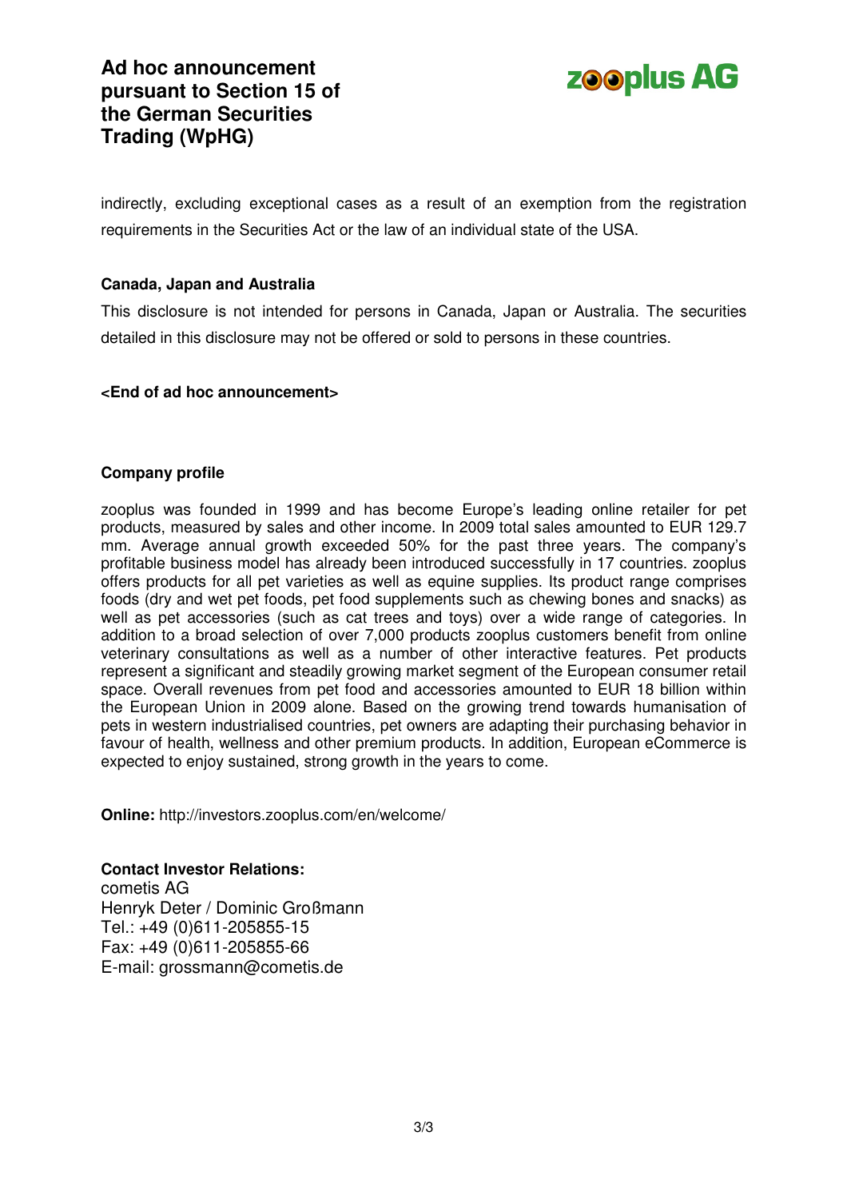indirectly, excluding exceptional cases as a result of an exemption from the registration requirements in the Securities Act or the law of an individual state of the USA.

**Canada, Japan and Australia**

This disclosure is not intended for persons in Canada, Japan or Australia. The securities detailed in this disclosure may not be offered or sold to persons in these countries.

**<End of ad hoc announcement>**

**Company profile**

zooplus was founded in 1999 and has become Europe's leading online retailer for pet products, measured by sales and other income. In 2009 total sales amounted to EUR 129.7 mm. Average annual growth exceeded 50% for the past three years. The company's profitable business model has already been introduced successfully in 17 countries. zooplus offers products for all pet varieties as well as equine supplies. Its product range comprises foods (dry and wet pet foods, pet food supplements such as chewing bones and snacks) as well as pet accessories (such as cat trees and toys) over a wide range of categories. In addition to a broad selection of over 7,000 products zooplus customers benefit from online veterinary consultations as well as a number of other interactive features. Pet products represent a significant and steadily growing market segment of the European consumer retail space. Overall revenues from pet food and accessories amounted to EUR 18 billion within the European Union in 2009 alone. Based on the growing trend towards humanisation of pets in western industrialised countries, pet owners are adapting their purchasing behavior in favour of health, wellness and other premium products. In addition, European eCommerce is expected to enjoy sustained, strong growth in the years to come.

**Online:** http://investors.zooplus.com/en/welcome/

**Contact Investor Relations:**
cometis AG
Henryk Deter / Dominic Großmann
Tel.: +49 (0)611-205855-15
Fax: +49 (0)611-205855-66
E-mail: grossmann@cometis.de